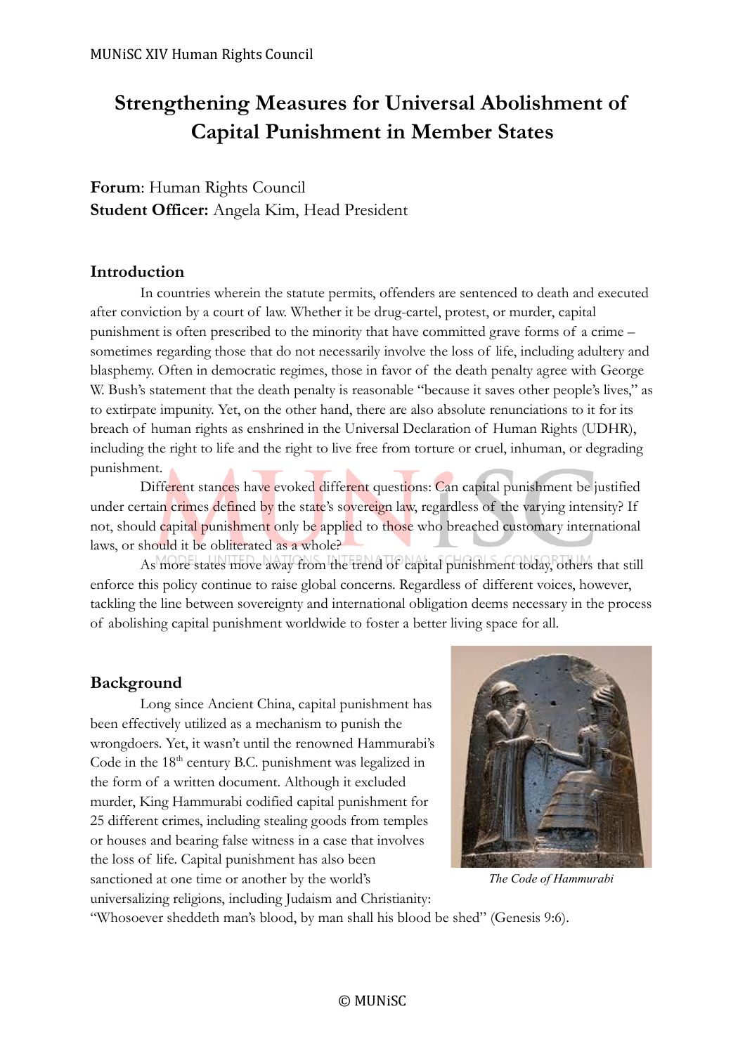# Strengthening Measures for Universal Abolishment of Capital Punishment in Member States

**Forum**: Human Rights Council
**Student Officer:** Angela Kim, Head President

## Introduction

In countries wherein the statute permits, offenders are sentenced to death and executed after conviction by a court of law. Whether it be drug-cartel, protest, or murder, capital punishment is often prescribed to the minority that have committed grave forms of a crime – sometimes regarding those that do not necessarily involve the loss of life, including adultery and blasphemy. Often in democratic regimes, those in favor of the death penalty agree with George W. Bush's statement that the death penalty is reasonable "because it saves other people's lives," as to extirpate impunity. Yet, on the other hand, there are also absolute renunciations to it for its breach of human rights as enshrined in the Universal Declaration of Human Rights (UDHR), including the right to life and the right to live free from torture or cruel, inhuman, or degrading punishment.

Different stances have evoked different questions: Can capital punishment be justified under certain crimes defined by the state's sovereign law, regardless of the varying intensity? If not, should capital punishment only be applied to those who breached customary international laws, or should it be obliterated as a whole?

As more states move away from the trend of capital punishment today, others that still enforce this policy continue to raise global concerns. Regardless of different voices, however, tackling the line between sovereignty and international obligation deems necessary in the process of abolishing capital punishment worldwide to foster a better living space for all.

## Background

Long since Ancient China, capital punishment has been effectively utilized as a mechanism to punish the wrongdoers. Yet, it wasn't until the renowned Hammurabi's Code in the 18th century B.C. punishment was legalized in the form of a written document. Although it excluded murder, King Hammurabi codified capital punishment for 25 different crimes, including stealing goods from temples or houses and bearing false witness in a case that involves the loss of life. Capital punishment has also been sanctioned at one time or another by the world's universalizing religions, including Judaism and Christianity: "Whosoever sheddeth man's blood, by man shall his blood be shed" (Genesis 9:6).

*The Code of Hammurabi*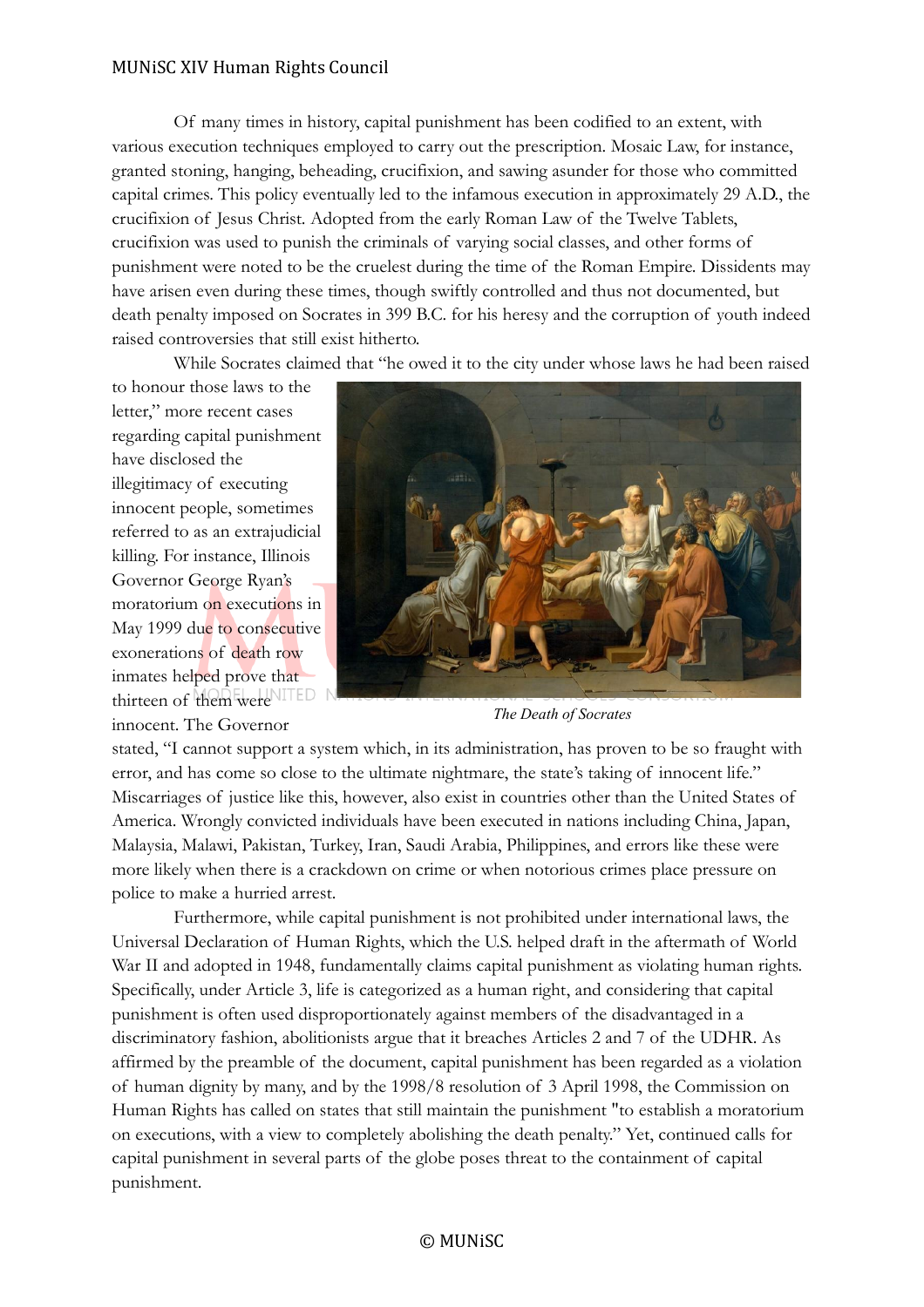Of many times in history, capital punishment has been codified to an extent, with various execution techniques employed to carry out the prescription. Mosaic Law, for instance, granted stoning, hanging, beheading, crucifixion, and sawing asunder for those who committed capital crimes. This policy eventually led to the infamous execution in approximately 29 A.D., the crucifixion of Jesus Christ. Adopted from the early Roman Law of the Twelve Tablets, crucifixion was used to punish the criminals of varying social classes, and other forms of punishment were noted to be the cruelest during the time of the Roman Empire. Dissidents may have arisen even during these times, though swiftly controlled and thus not documented, but death penalty imposed on Socrates in 399 B.C. for his heresy and the corruption of youth indeed raised controversies that still exist hitherto.

While Socrates claimed that "he owed it to the city under whose laws he had been raised to honour those laws to the letter," more recent cases regarding capital punishment have disclosed the illegitimacy of executing innocent people, sometimes referred to as an extrajudicial killing. For instance, Illinois Governor George Ryan's moratorium on executions in May 1999 due to consecutive exonerations of death row inmates helped prove that thirteen of them were innocent. The Governor stated, "I cannot support a system which, in its administration, has proven to be so fraught with error, and has come so close to the ultimate nightmare, the state's taking of innocent life." Miscarriages of justice like this, however, also exist in countries other than the United States of America. Wrongly convicted individuals have been executed in nations including China, Japan, Malaysia, Malawi, Pakistan, Turkey, Iran, Saudi Arabia, Philippines, and errors like these were more likely when there is a crackdown on crime or when notorious crimes place pressure on police to make a hurried arrest.

*The Death of Socrates*

Furthermore, while capital punishment is not prohibited under international laws, the Universal Declaration of Human Rights, which the U.S. helped draft in the aftermath of World War II and adopted in 1948, fundamentally claims capital punishment as violating human rights. Specifically, under Article 3, life is categorized as a human right, and considering that capital punishment is often used disproportionately against members of the disadvantaged in a discriminatory fashion, abolitionists argue that it breaches Articles 2 and 7 of the UDHR. As affirmed by the preamble of the document, capital punishment has been regarded as a violation of human dignity by many, and by the 1998/8 resolution of 3 April 1998, the Commission on Human Rights has called on states that still maintain the punishment "to establish a moratorium on executions, with a view to completely abolishing the death penalty." Yet, continued calls for capital punishment in several parts of the globe poses threat to the containment of capital punishment.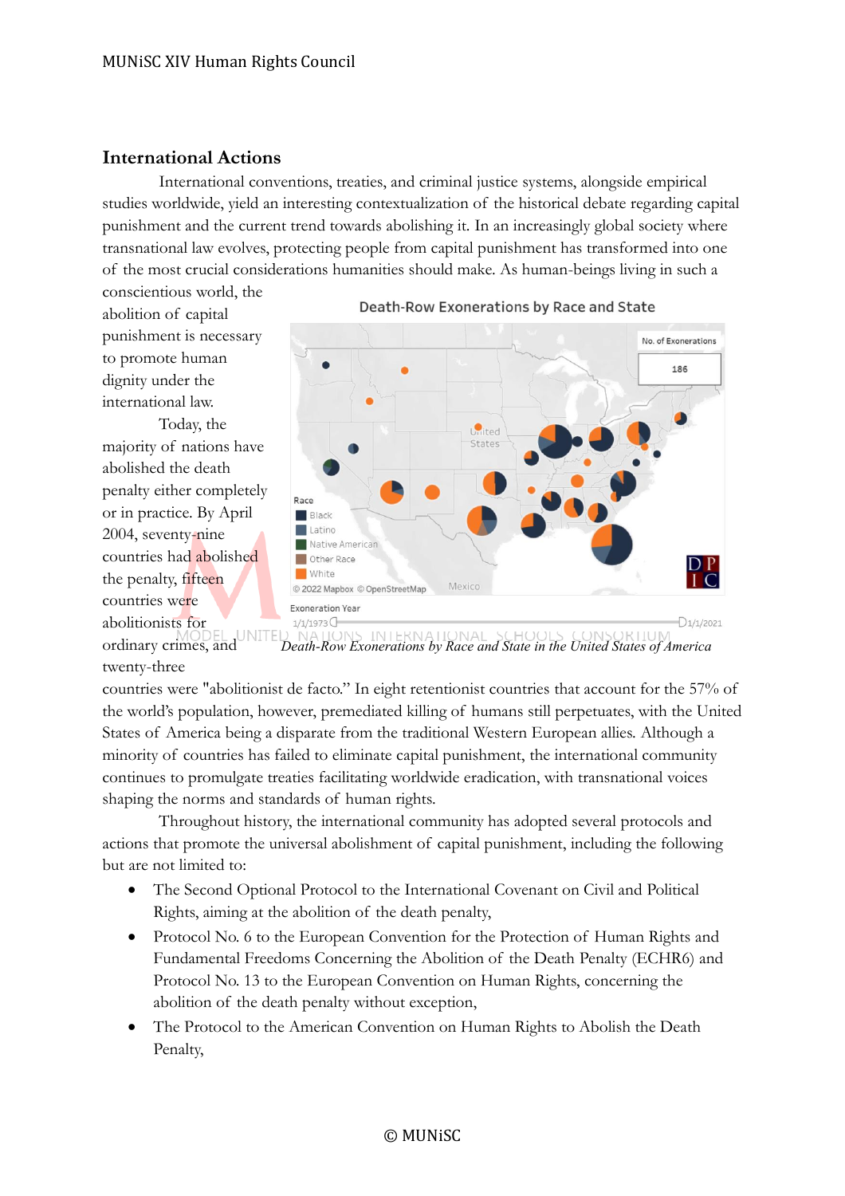## International Actions

International conventions, treaties, and criminal justice systems, alongside empirical studies worldwide, yield an interesting contextualization of the historical debate regarding capital punishment and the current trend towards abolishing it. In an increasingly global society where transnational law evolves, protecting people from capital punishment has transformed into one of the most crucial considerations humanities should make. As human-beings living in such a conscientious world, the abolition of capital punishment is necessary to promote human dignity under the international law.

Today, the majority of nations have abolished the death penalty either completely or in practice. By April 2004, seventy-nine countries had abolished the penalty, fifteen countries were abolitionists for ordinary crimes, and twenty-three countries were "abolitionist de facto." In eight retentionist countries that account for the 57% of the world's population, however, premediated killing of humans still perpetuates, with the United States of America being a disparate from the traditional Western European allies. Although a minority of countries has failed to eliminate capital punishment, the international community continues to promulgate treaties facilitating worldwide eradication, with transnational voices shaping the norms and standards of human rights.

*Death-Row Exonerations by Race and State in the United States of America*

Throughout history, the international community has adopted several protocols and actions that promote the universal abolishment of capital punishment, including the following but are not limited to:

- The Second Optional Protocol to the International Covenant on Civil and Political Rights, aiming at the abolition of the death penalty,
- Protocol No. 6 to the European Convention for the Protection of Human Rights and Fundamental Freedoms Concerning the Abolition of the Death Penalty (ECHR6) and Protocol No. 13 to the European Convention on Human Rights, concerning the abolition of the death penalty without exception,
- The Protocol to the American Convention on Human Rights to Abolish the Death Penalty,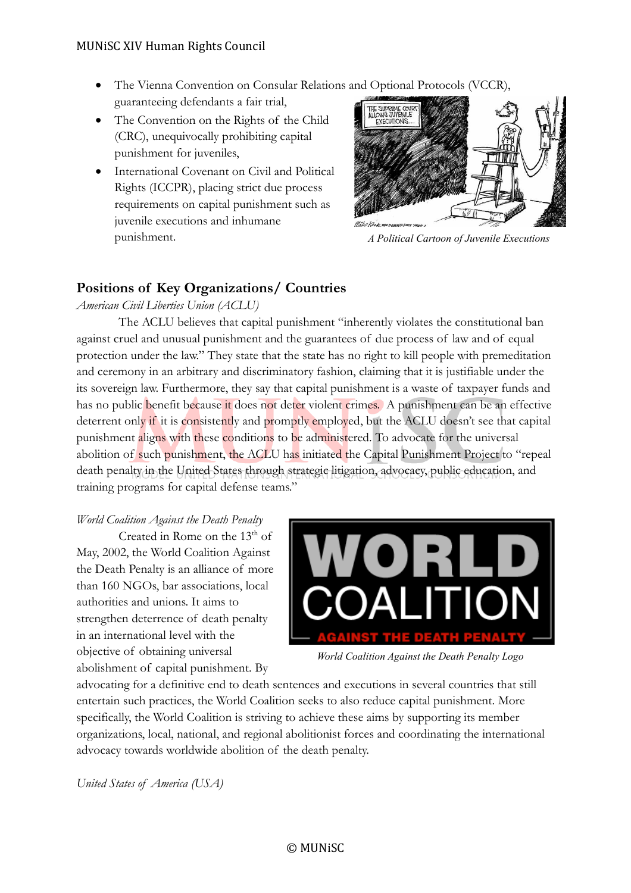- The Vienna Convention on Consular Relations and Optional Protocols (VCCR), guaranteeing defendants a fair trial,
- The Convention on the Rights of the Child (CRC), unequivocally prohibiting capital punishment for juveniles,
- International Covenant on Civil and Political Rights (ICCPR), placing strict due process requirements on capital punishment such as juvenile executions and inhumane punishment.

*A Political Cartoon of Juvenile Executions*

## Positions of Key Organizations/ Countries

*American Civil Liberties Union (ACLU)*

The ACLU believes that capital punishment "inherently violates the constitutional ban against cruel and unusual punishment and the guarantees of due process of law and of equal protection under the law." They state that the state has no right to kill people with premeditation and ceremony in an arbitrary and discriminatory fashion, claiming that it is justifiable under the its sovereign law. Furthermore, they say that capital punishment is a waste of taxpayer funds and has no public benefit because it does not deter violent crimes. A punishment can be an effective deterrent only if it is consistently and promptly employed, but the ACLU doesn't see that capital punishment aligns with these conditions to be administered. To advocate for the universal abolition of such punishment, the ACLU has initiated the Capital Punishment Project to "repeal death penalty in the United States through strategic litigation, advocacy, public education, and training programs for capital defense teams."

*World Coalition Against the Death Penalty*

Created in Rome on the 13th of May, 2002, the World Coalition Against the Death Penalty is an alliance of more than 160 NGOs, bar associations, local authorities and unions. It aims to strengthen deterrence of death penalty in an international level with the objective of obtaining universal abolishment of capital punishment. By advocating for a definitive end to death sentences and executions in several countries that still entertain such practices, the World Coalition seeks to also reduce capital punishment. More specifically, the World Coalition is striving to achieve these aims by supporting its member organizations, local, national, and regional abolitionist forces and coordinating the international advocacy towards worldwide abolition of the death penalty.

*World Coalition Against the Death Penalty Logo*

*United States of America (USA)*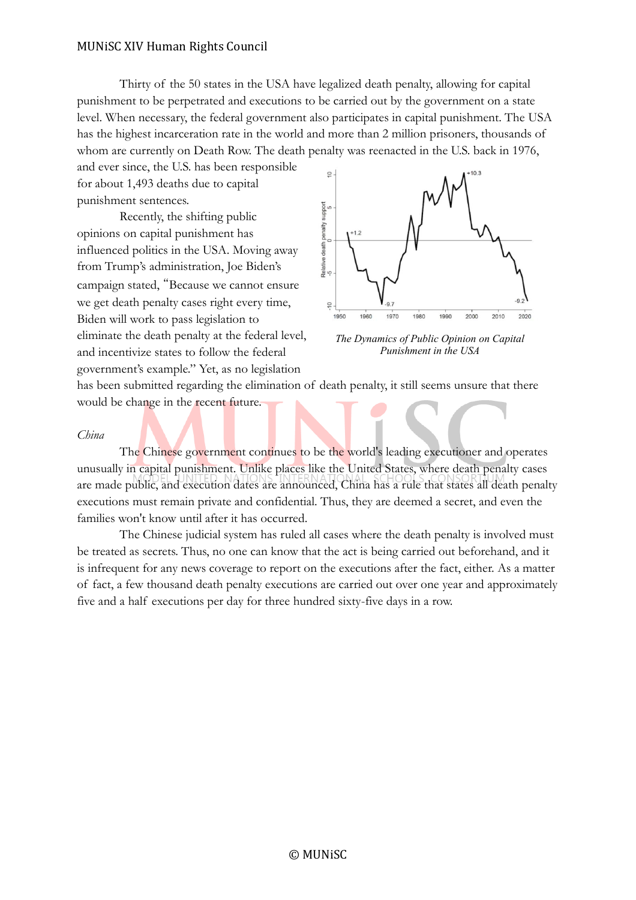Thirty of the 50 states in the USA have legalized death penalty, allowing for capital punishment to be perpetrated and executions to be carried out by the government on a state level. When necessary, the federal government also participates in capital punishment. The USA has the highest incarceration rate in the world and more than 2 million prisoners, thousands of whom are currently on Death Row. The death penalty was reenacted in the U.S. back in 1976, and ever since, the U.S. has been responsible for about 1,493 deaths due to capital punishment sentences.

Recently, the shifting public opinions on capital punishment has influenced politics in the USA. Moving away from Trump's administration, Joe Biden's campaign stated, "Because we cannot ensure we get death penalty cases right every time, Biden will work to pass legislation to eliminate the death penalty at the federal level, and incentivize states to follow the federal government's example." Yet, as no legislation has been submitted regarding the elimination of death penalty, it still seems unsure that there would be change in the recent future.

*The Dynamics of Public Opinion on Capital Punishment in the USA*

*China*

The Chinese government continues to be the world's leading executioner and operates unusually in capital punishment. Unlike places like the United States, where death penalty cases are made public, and execution dates are announced, China has a rule that states all death penalty executions must remain private and confidential. Thus, they are deemed a secret, and even the families won't know until after it has occurred.

The Chinese judicial system has ruled all cases where the death penalty is involved must be treated as secrets. Thus, no one can know that the act is being carried out beforehand, and it is infrequent for any news coverage to report on the executions after the fact, either. As a matter of fact, a few thousand death penalty executions are carried out over one year and approximately five and a half executions per day for three hundred sixty-five days in a row.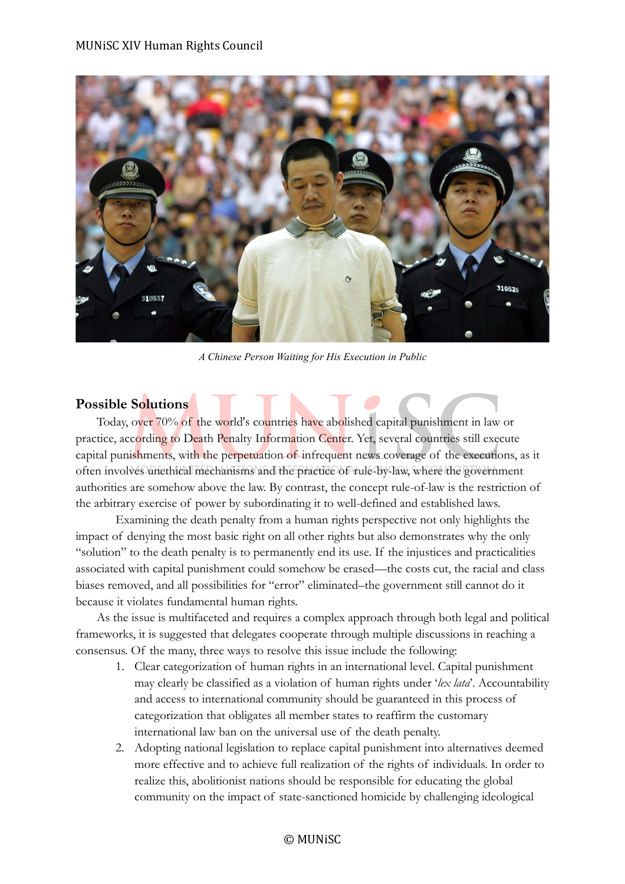*A Chinese Person Waiting for His Execution in Public*

## Possible Solutions

Today, over 70% of the world's countries have abolished capital punishment in law or practice, according to Death Penalty Information Center. Yet, several countries still execute capital punishments, with the perpetuation of infrequent news coverage of the executions, as it often involves unethical mechanisms and the practice of rule-by-law, where the government authorities are somehow above the law. By contrast, the concept rule-of-law is the restriction of the arbitrary exercise of power by subordinating it to well-defined and established laws.

Examining the death penalty from a human rights perspective not only highlights the impact of denying the most basic right on all other rights but also demonstrates why the only "solution" to the death penalty is to permanently end its use. If the injustices and practicalities associated with capital punishment could somehow be erased—the costs cut, the racial and class biases removed, and all possibilities for "error" eliminated–the government still cannot do it because it violates fundamental human rights.

As the issue is multifaceted and requires a complex approach through both legal and political frameworks, it is suggested that delegates cooperate through multiple discussions in reaching a consensus. Of the many, three ways to resolve this issue include the following:

1. Clear categorization of human rights in an international level. Capital punishment may clearly be classified as a violation of human rights under '*lex lata*'. Accountability and access to international community should be guaranteed in this process of categorization that obligates all member states to reaffirm the customary international law ban on the universal use of the death penalty.
2. Adopting national legislation to replace capital punishment into alternatives deemed more effective and to achieve full realization of the rights of individuals. In order to realize this, abolitionist nations should be responsible for educating the global community on the impact of state-sanctioned homicide by challenging ideological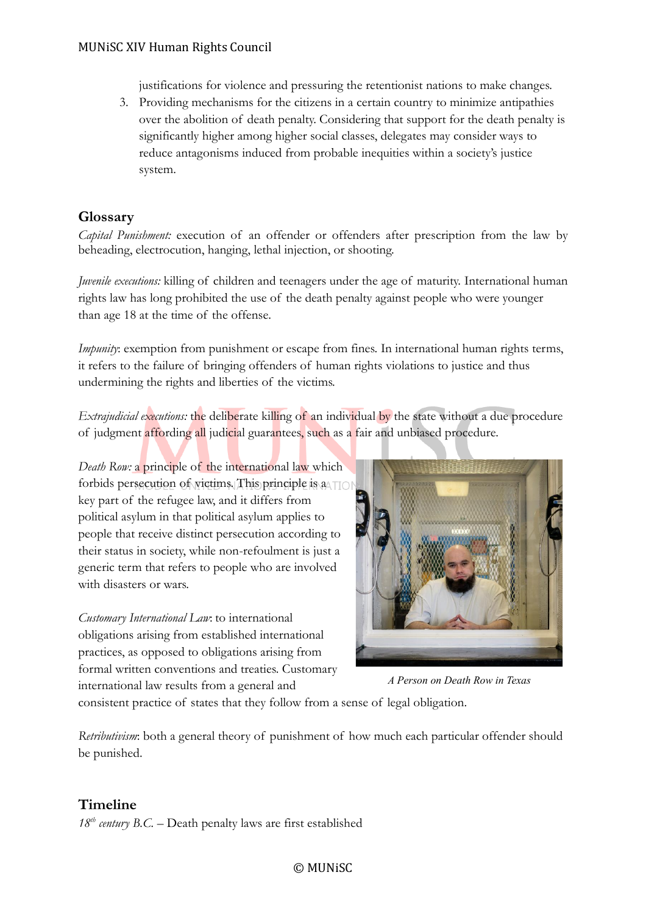justifications for violence and pressuring the retentionist nations to make changes.

3. Providing mechanisms for the citizens in a certain country to minimize antipathies over the abolition of death penalty. Considering that support for the death penalty is significantly higher among higher social classes, delegates may consider ways to reduce antagonisms induced from probable inequities within a society's justice system.

## Glossary

*Capital Punishment:* execution of an offender or offenders after prescription from the law by beheading, electrocution, hanging, lethal injection, or shooting.

*Juvenile executions:* killing of children and teenagers under the age of maturity. International human rights law has long prohibited the use of the death penalty against people who were younger than age 18 at the time of the offense.

*Impunity*: exemption from punishment or escape from fines. In international human rights terms, it refers to the failure of bringing offenders of human rights violations to justice and thus undermining the rights and liberties of the victims.

*Extrajudicial executions:* the deliberate killing of an individual by the state without a due procedure of judgment affording all judicial guarantees, such as a fair and unbiased procedure.

*Death Row:* a principle of the international law which forbids persecution of victims. This principle is a key part of the refugee law, and it differs from political asylum in that political asylum applies to people that receive distinct persecution according to their status in society, while non-refoulment is just a generic term that refers to people who are involved with disasters or wars.

A Person on Death Row in Texas

*Customary International Law*: to international obligations arising from established international practices, as opposed to obligations arising from formal written conventions and treaties. Customary international law results from a general and consistent practice of states that they follow from a sense of legal obligation.

*Retributivism*: both a general theory of punishment of how much each particular offender should be punished.

## Timeline

*18th century B.C.* – Death penalty laws are first established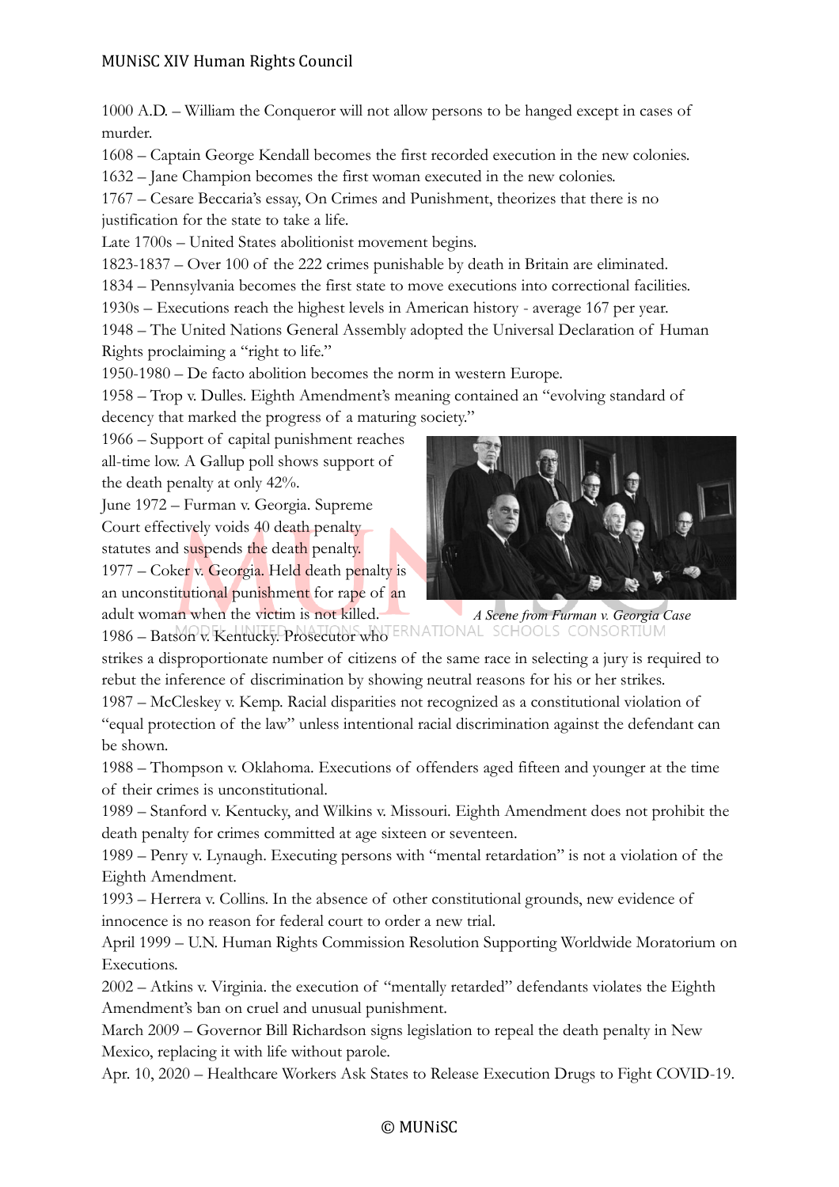1000 A.D. – William the Conqueror will not allow persons to be hanged except in cases of murder.

1608 – Captain George Kendall becomes the first recorded execution in the new colonies.

1632 – Jane Champion becomes the first woman executed in the new colonies.

1767 – Cesare Beccaria's essay, On Crimes and Punishment, theorizes that there is no justification for the state to take a life.

Late 1700s – United States abolitionist movement begins.

1823-1837 – Over 100 of the 222 crimes punishable by death in Britain are eliminated.

1834 – Pennsylvania becomes the first state to move executions into correctional facilities.

1930s – Executions reach the highest levels in American history - average 167 per year.

1948 – The United Nations General Assembly adopted the Universal Declaration of Human Rights proclaiming a "right to life."

1950-1980 – De facto abolition becomes the norm in western Europe.

1958 – Trop v. Dulles. Eighth Amendment's meaning contained an "evolving standard of decency that marked the progress of a maturing society."

1966 – Support of capital punishment reaches all-time low. A Gallup poll shows support of the death penalty at only 42%.

June 1972 – Furman v. Georgia. Supreme Court effectively voids 40 death penalty statutes and suspends the death penalty.

1977 – Coker v. Georgia. Held death penalty is an unconstitutional punishment for rape of an adult woman when the victim is not killed.

*A Scene from Furman v. Georgia Case*

1986 – Batson v. Kentucky. Prosecutor who strikes a disproportionate number of citizens of the same race in selecting a jury is required to rebut the inference of discrimination by showing neutral reasons for his or her strikes.

1987 – McCleskey v. Kemp. Racial disparities not recognized as a constitutional violation of "equal protection of the law" unless intentional racial discrimination against the defendant can be shown.

1988 – Thompson v. Oklahoma. Executions of offenders aged fifteen and younger at the time of their crimes is unconstitutional.

1989 – Stanford v. Kentucky, and Wilkins v. Missouri. Eighth Amendment does not prohibit the death penalty for crimes committed at age sixteen or seventeen.

1989 – Penry v. Lynaugh. Executing persons with "mental retardation" is not a violation of the Eighth Amendment.

1993 – Herrera v. Collins. In the absence of other constitutional grounds, new evidence of innocence is no reason for federal court to order a new trial.

April 1999 – U.N. Human Rights Commission Resolution Supporting Worldwide Moratorium on Executions.

2002 – Atkins v. Virginia. the execution of "mentally retarded" defendants violates the Eighth Amendment's ban on cruel and unusual punishment.

March 2009 – Governor Bill Richardson signs legislation to repeal the death penalty in New Mexico, replacing it with life without parole.

Apr. 10, 2020 – Healthcare Workers Ask States to Release Execution Drugs to Fight COVID-19.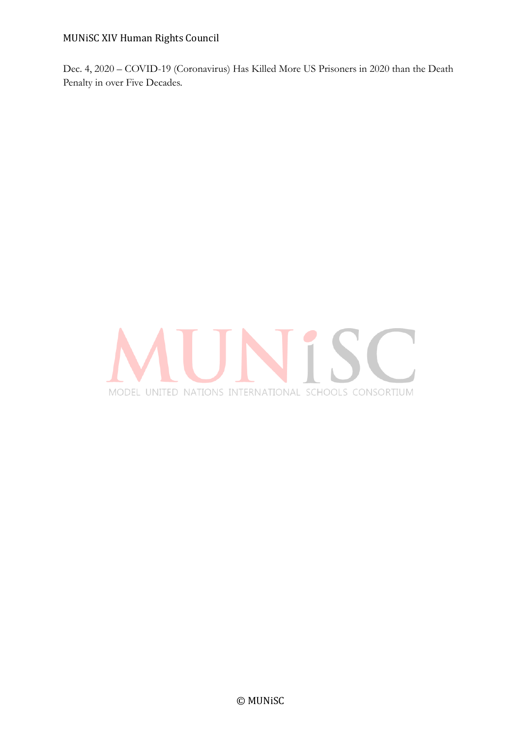Dec. 4, 2020 – COVID-19 (Coronavirus) Has Killed More US Prisoners in 2020 than the Death Penalty in over Five Decades.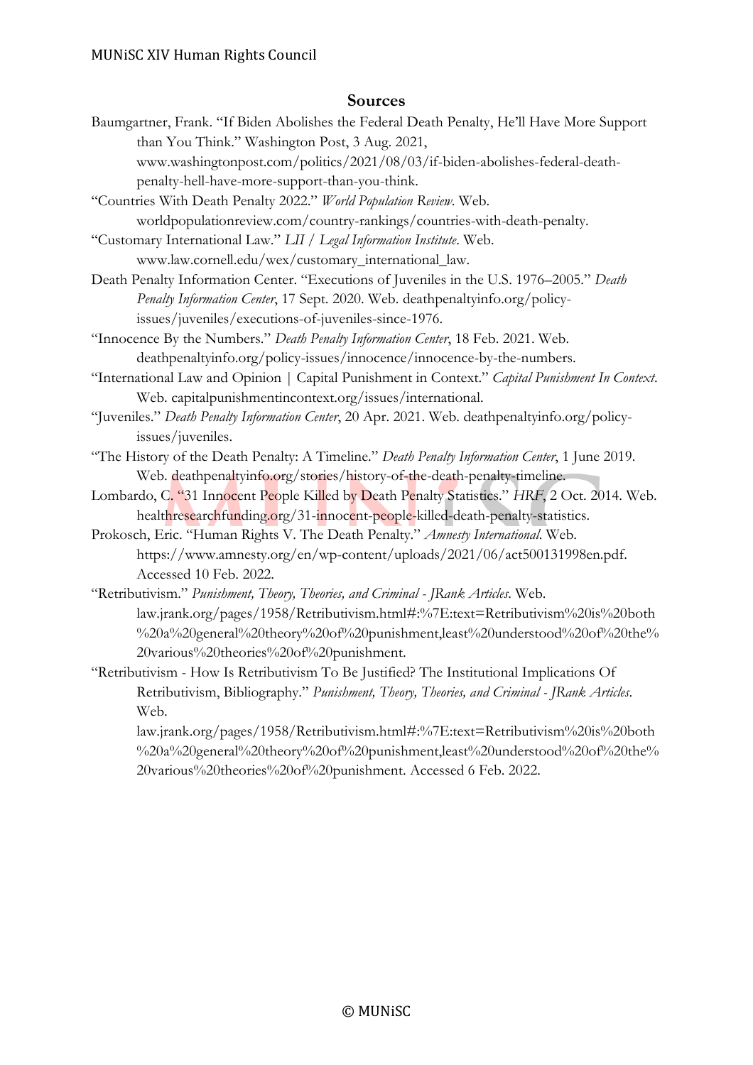## Sources

Baumgartner, Frank. "If Biden Abolishes the Federal Death Penalty, He'll Have More Support than You Think." Washington Post, 3 Aug. 2021, www.washingtonpost.com/politics/2021/08/03/if-biden-abolishes-federal-death-penalty-hell-have-more-support-than-you-think.

"Countries With Death Penalty 2022." *World Population Review*. Web. worldpopulationreview.com/country-rankings/countries-with-death-penalty.

"Customary International Law." *LII / Legal Information Institute*. Web. www.law.cornell.edu/wex/customary_international_law.

Death Penalty Information Center. "Executions of Juveniles in the U.S. 1976–2005." *Death Penalty Information Center*, 17 Sept. 2020. Web. deathpenaltyinfo.org/policy-issues/juveniles/executions-of-juveniles-since-1976.

"Innocence By the Numbers." *Death Penalty Information Center*, 18 Feb. 2021. Web. deathpenaltyinfo.org/policy-issues/innocence/innocence-by-the-numbers.

"International Law and Opinion | Capital Punishment in Context." *Capital Punishment In Context*. Web. capitalpunishmentincontext.org/issues/international.

"Juveniles." *Death Penalty Information Center*, 20 Apr. 2021. Web. deathpenaltyinfo.org/policy-issues/juveniles.

"The History of the Death Penalty: A Timeline." *Death Penalty Information Center*, 1 June 2019. Web. deathpenaltyinfo.org/stories/history-of-the-death-penalty-timeline.

Lombardo, C. "31 Innocent People Killed by Death Penalty Statistics." *HRF*, 2 Oct. 2014. Web. healthresearchfunding.org/31-innocent-people-killed-death-penalty-statistics.

Prokosch, Eric. "Human Rights V. The Death Penalty." *Amnesty International*. Web. https://www.amnesty.org/en/wp-content/uploads/2021/06/act500131998en.pdf. Accessed 10 Feb. 2022.

"Retributivism." *Punishment, Theory, Theories, and Criminal - JRank Articles*. Web. law.jrank.org/pages/1958/Retributivism.html#:%7E:text=Retributivism%20is%20both%20a%20general%20theory%20of%20punishment,least%20understood%20of%20the%20various%20theories%20of%20punishment.

"Retributivism - How Is Retributivism To Be Justified? The Institutional Implications Of Retributivism, Bibliography." *Punishment, Theory, Theories, and Criminal - JRank Articles*. Web. law.jrank.org/pages/1958/Retributivism.html#:%7E:text=Retributivism%20is%20both%20a%20general%20theory%20of%20punishment,least%20understood%20of%20the%20various%20theories%20of%20punishment. Accessed 6 Feb. 2022.